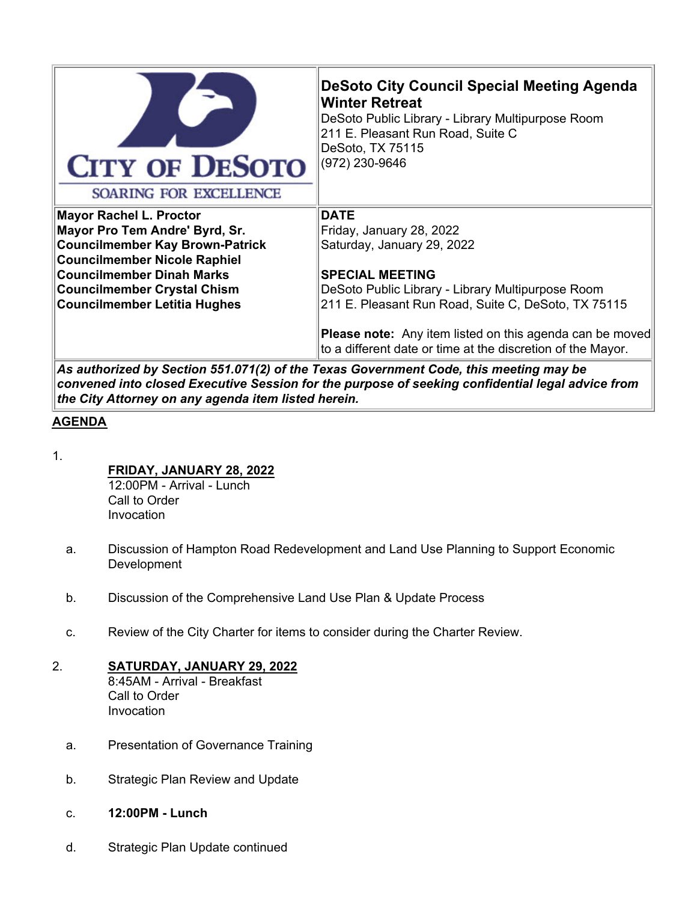| CITY OF DESOTO<br>SOARING FOR EXCELLENCE | **DeSoto City Council Special Meeting Agenda**<br>**Winter Retreat**<br>DeSoto Public Library - Library Multipurpose Room<br>211 E. Pleasant Run Road, Suite C<br>DeSoto, TX 75115<br>(972) 230-9646 |
|---|---|
| **Mayor Rachel L. Proctor**<br>**Mayor Pro Tem Andre' Byrd, Sr.**<br>**Councilmember Kay Brown-Patrick**<br>**Councilmember Nicole Raphiel**<br>**Councilmember Dinah Marks**<br>**Councilmember Crystal Chism**<br>**Councilmember Letitia Hughes** | **DATE**<br>Friday, January 28, 2022<br>Saturday, January 29, 2022<br><br>**SPECIAL MEETING**<br>DeSoto Public Library - Library Multipurpose Room<br>211 E. Pleasant Run Road, Suite C, DeSoto, TX 75115<br><br>**Please note:** Any item listed on this agenda can be moved to a different date or time at the discretion of the Mayor. |

***As authorized by Section 551.071(2) of the Texas Government Code, this meeting may be convened into closed Executive Session for the purpose of seeking confidential legal advice from the City Attorney on any agenda item listed herein.***

## AGENDA

1. **FRIDAY, JANUARY 28, 2022**
   12:00PM - Arrival - Lunch
   Call to Order
   Invocation

   a. Discussion of Hampton Road Redevelopment and Land Use Planning to Support Economic Development

   b. Discussion of the Comprehensive Land Use Plan & Update Process

   c. Review of the City Charter for items to consider during the Charter Review.

2. **SATURDAY, JANUARY 29, 2022**
   8:45AM - Arrival - Breakfast
   Call to Order
   Invocation

   a. Presentation of Governance Training

   b. Strategic Plan Review and Update

   c. **12:00PM - Lunch**

   d. Strategic Plan Update continued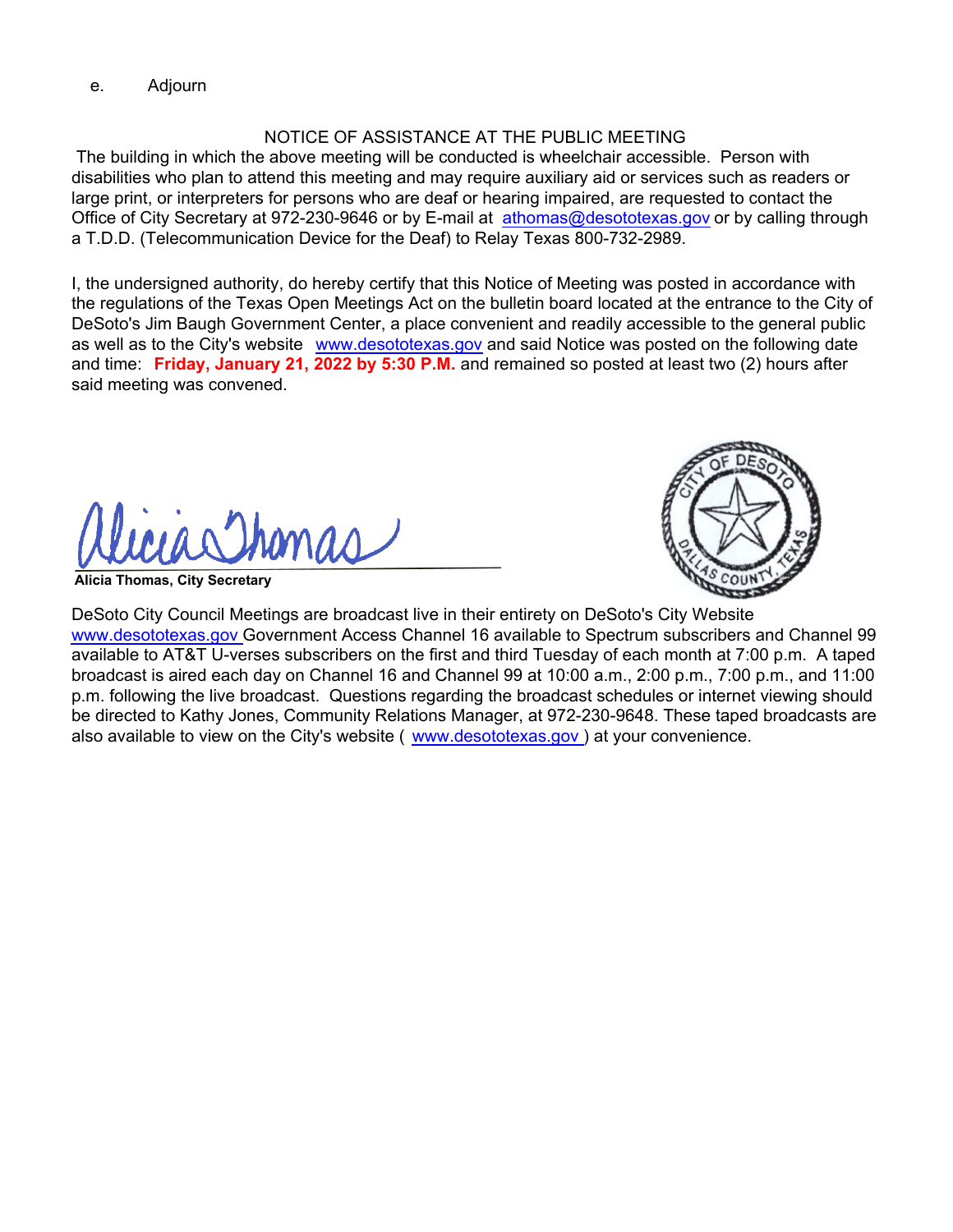e. Adjourn

NOTICE OF ASSISTANCE AT THE PUBLIC MEETING

The building in which the above meeting will be conducted is wheelchair accessible. Person with disabilities who plan to attend this meeting and may require auxiliary aid or services such as readers or large print, or interpreters for persons who are deaf or hearing impaired, are requested to contact the Office of City Secretary at 972-230-9646 or by E-mail at athomas@desototexas.gov or by calling through a T.D.D. (Telecommunication Device for the Deaf) to Relay Texas 800-732-2989.

I, the undersigned authority, do hereby certify that this Notice of Meeting was posted in accordance with the regulations of the Texas Open Meetings Act on the bulletin board located at the entrance to the City of DeSoto's Jim Baugh Government Center, a place convenient and readily accessible to the general public as well as to the City's website www.desototexas.gov and said Notice was posted on the following date and time: **Friday, January 21, 2022 by 5:30 P.M.** and remained so posted at least two (2) hours after said meeting was convened.

Alicia Thomas

**Alicia Thomas, City Secretary**

CITY OF DESOTO
DALLAS COUNTY, TEXAS

DeSoto City Council Meetings are broadcast live in their entirety on DeSoto's City Website www.desototexas.gov Government Access Channel 16 available to Spectrum subscribers and Channel 99 available to AT&T U-verses subscribers on the first and third Tuesday of each month at 7:00 p.m. A taped broadcast is aired each day on Channel 16 and Channel 99 at 10:00 a.m., 2:00 p.m., 7:00 p.m., and 11:00 p.m. following the live broadcast. Questions regarding the broadcast schedules or internet viewing should be directed to Kathy Jones, Community Relations Manager, at 972-230-9648. These taped broadcasts are also available to view on the City's website ( www.desototexas.gov ) at your convenience.